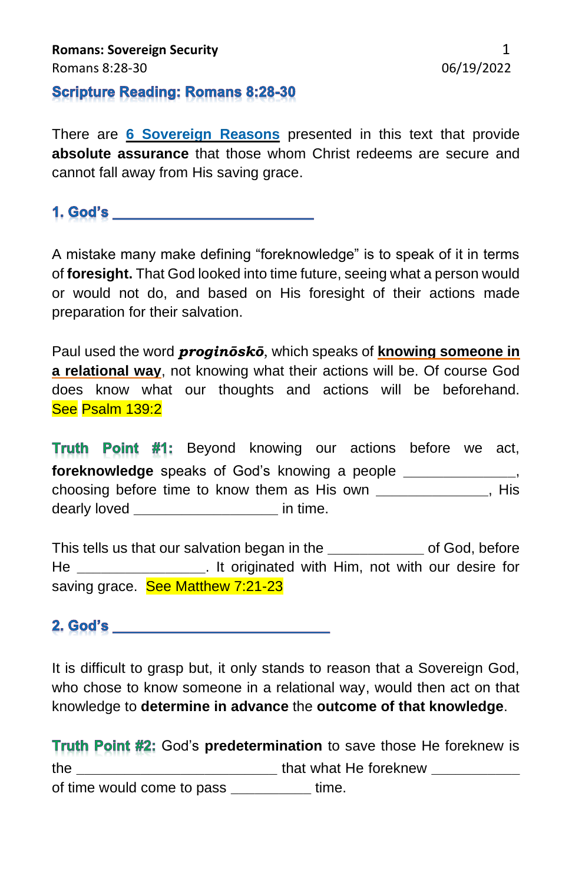**Romans: Sovereign Security**
Romans 8:28-30

06/19/2022

## Scripture Reading: Romans 8:28-30

There are **6 Sovereign Reasons** presented in this text that provide **absolute assurance** that those whom Christ redeems are secure and cannot fall away from His saving grace.

### 1. God's ________________________

A mistake many make defining "foreknowledge" is to speak of it in terms of **foresight.** That God looked into time future, seeing what a person would or would not do, and based on His foresight of their actions made preparation for their salvation.

Paul used the word ***proginōskō***, which speaks of **knowing someone in a relational way**, not knowing what their actions will be. Of course God does know what our thoughts and actions will be beforehand. See Psalm 139:2

**Truth Point #1:** Beyond knowing our actions before we act, **foreknowledge** speaks of God's knowing a people ______________, choosing before time to know them as His own ______________, His dearly loved _________________ in time.

This tells us that our salvation began in the ____________ of God, before He ________________. It originated with Him, not with our desire for saving grace. See Matthew 7:21-23

### 2. God's __________________________

It is difficult to grasp but, it only stands to reason that a Sovereign God, who chose to know someone in a relational way, would then act on that knowledge to **determine in advance** the **outcome of that knowledge**.

**Truth Point #2:** God's **predetermination** to save those He foreknew is the _________________________ that what He foreknew ___________ of time would come to pass __________ time.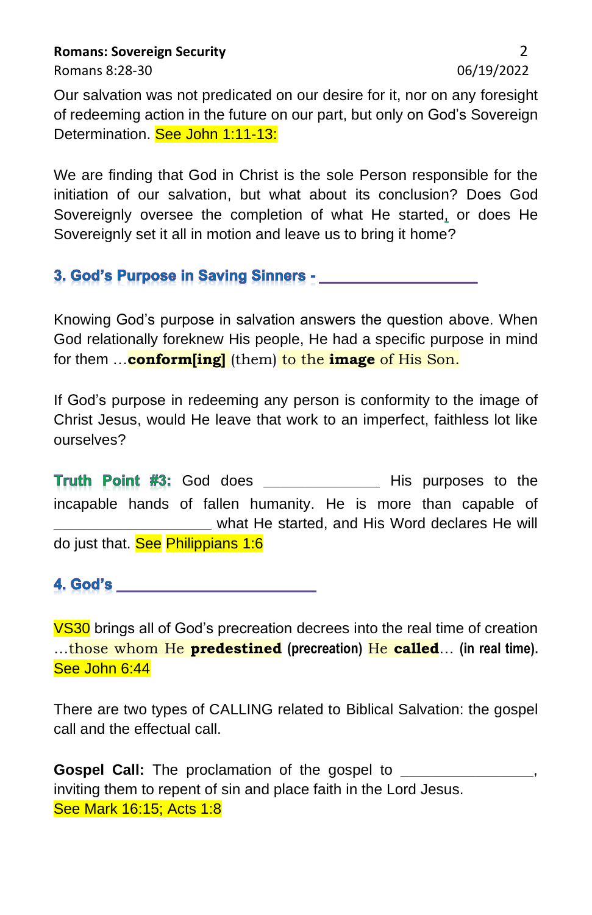Our salvation was not predicated on our desire for it, nor on any foresight of redeeming action in the future on our part, but only on God's Sovereign Determination. See John 1:11-13:

We are finding that God in Christ is the sole Person responsible for the initiation of our salvation, but what about its conclusion? Does God Sovereignly oversee the completion of what He started, or does He Sovereignly set it all in motion and leave us to bring it home?

### 3. God's Purpose in Saving Sinners - ____________________

Knowing God's purpose in salvation answers the question above. When God relationally foreknew His people, He had a specific purpose in mind for them …**conform[ing]** (them) to the **image** of His Son.

If God's purpose in redeeming any person is conformity to the image of Christ Jesus, would He leave that work to an imperfect, faithless lot like ourselves?

**Truth Point #3:** God does _______________ His purposes to the incapable hands of fallen humanity. He is more than capable of ____________________ what He started, and His Word declares He will do just that. See Philippians 1:6

### 4. God's _________________________

VS30 brings all of God's precreation decrees into the real time of creation …those whom He **predestined** (precreation) He **called**… (in real time). See John 6:44

There are two types of CALLING related to Biblical Salvation: the gospel call and the effectual call.

**Gospel Call:** The proclamation of the gospel to _________________, inviting them to repent of sin and place faith in the Lord Jesus. See Mark 16:15; Acts 1:8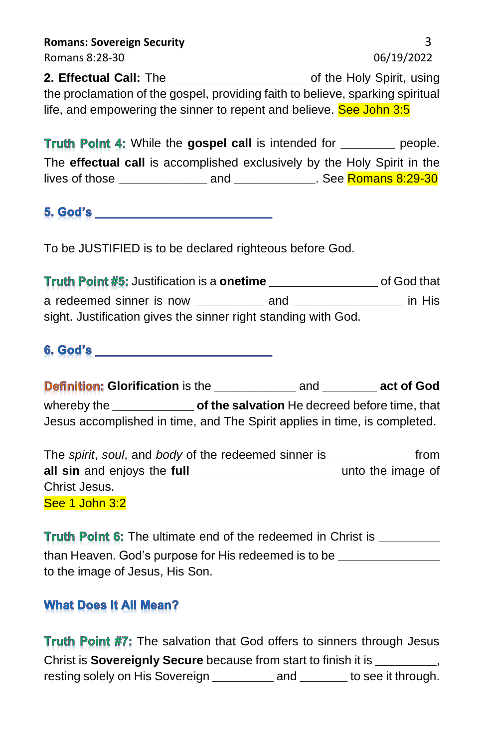**2. Effectual Call:** The ____________________ of the Holy Spirit, using the proclamation of the gospel, providing faith to believe, sparking spiritual life, and empowering the sinner to repent and believe. See John 3:5

**Truth Point 4:** While the **gospel call** is intended for ________ people. The **effectual call** is accomplished exclusively by the Holy Spirit in the lives of those _____________ and ____________. See Romans 8:29-30

### 5. God's __________________________

To be JUSTIFIED is to be declared righteous before God.

**Truth Point #5:** Justification is a **onetime** ________________ of God that a redeemed sinner is now __________ and ________________ in His sight. Justification gives the sinner right standing with God.

### 6. God's __________________________

**Definition:** **Glorification** is the ____________ and ________ **act of God** whereby the ____________ **of the salvation** He decreed before time, that Jesus accomplished in time, and The Spirit applies in time, is completed.

The *spirit*, *soul*, and *body* of the redeemed sinner is ____________ from **all sin** and enjoys the **full** _____________________ unto the image of Christ Jesus.
See 1 John 3:2

**Truth Point 6:** The ultimate end of the redeemed in Christ is _________ than Heaven. God's purpose for His redeemed is to be _______________ to the image of Jesus, His Son.

### What Does It All Mean?

**Truth Point #7:** The salvation that God offers to sinners through Jesus Christ is **Sovereignly Secure** because from start to finish it is _________, resting solely on His Sovereign _________ and _______ to see it through.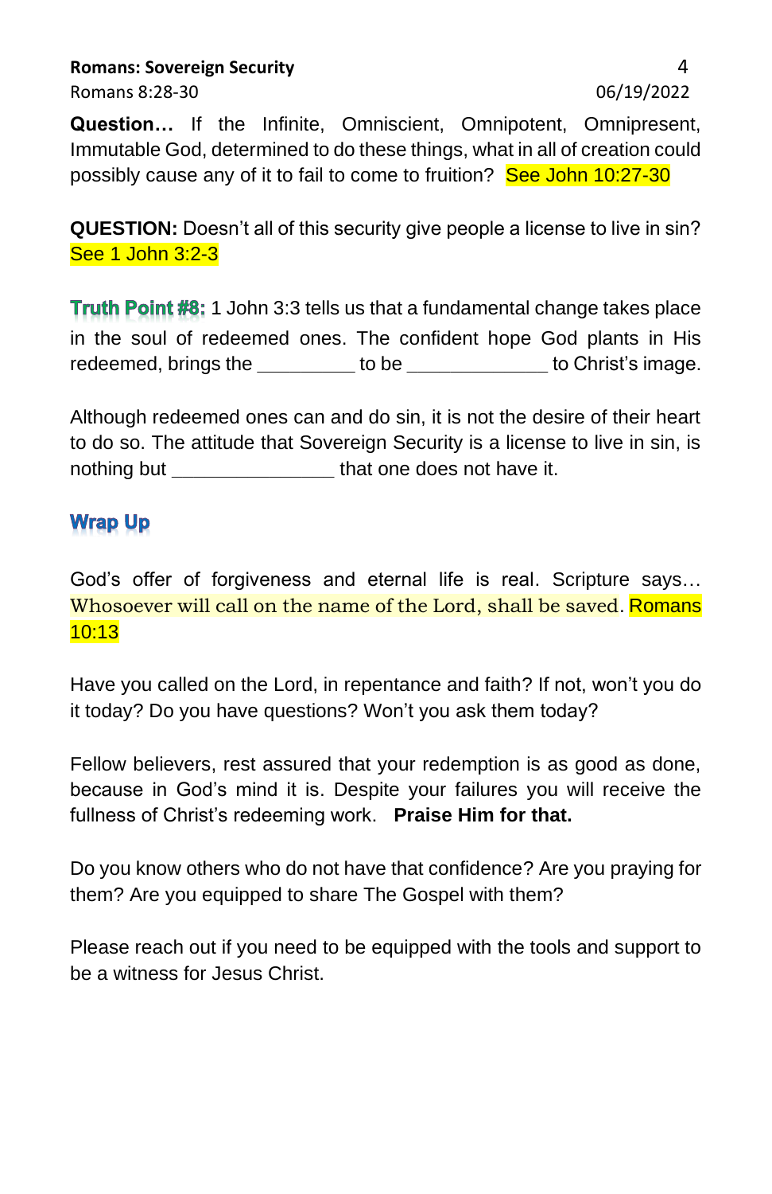**Question…** If the Infinite, Omniscient, Omnipotent, Omnipresent, Immutable God, determined to do these things, what in all of creation could possibly cause any of it to fail to come to fruition? See John 10:27-30

**QUESTION:** Doesn't all of this security give people a license to live in sin? See 1 John 3:2-3

**Truth Point #8:** 1 John 3:3 tells us that a fundamental change takes place in the soul of redeemed ones. The confident hope God plants in His redeemed, brings the _________ to be _____________ to Christ's image.

Although redeemed ones can and do sin, it is not the desire of their heart to do so. The attitude that Sovereign Security is a license to live in sin, is nothing but _______________ that one does not have it.

## Wrap Up

God's offer of forgiveness and eternal life is real. Scripture says… Whosoever will call on the name of the Lord, shall be saved. Romans 10:13

Have you called on the Lord, in repentance and faith? If not, won't you do it today? Do you have questions? Won't you ask them today?

Fellow believers, rest assured that your redemption is as good as done, because in God's mind it is. Despite your failures you will receive the fullness of Christ's redeeming work. **Praise Him for that.**

Do you know others who do not have that confidence? Are you praying for them? Are you equipped to share The Gospel with them?

Please reach out if you need to be equipped with the tools and support to be a witness for Jesus Christ.